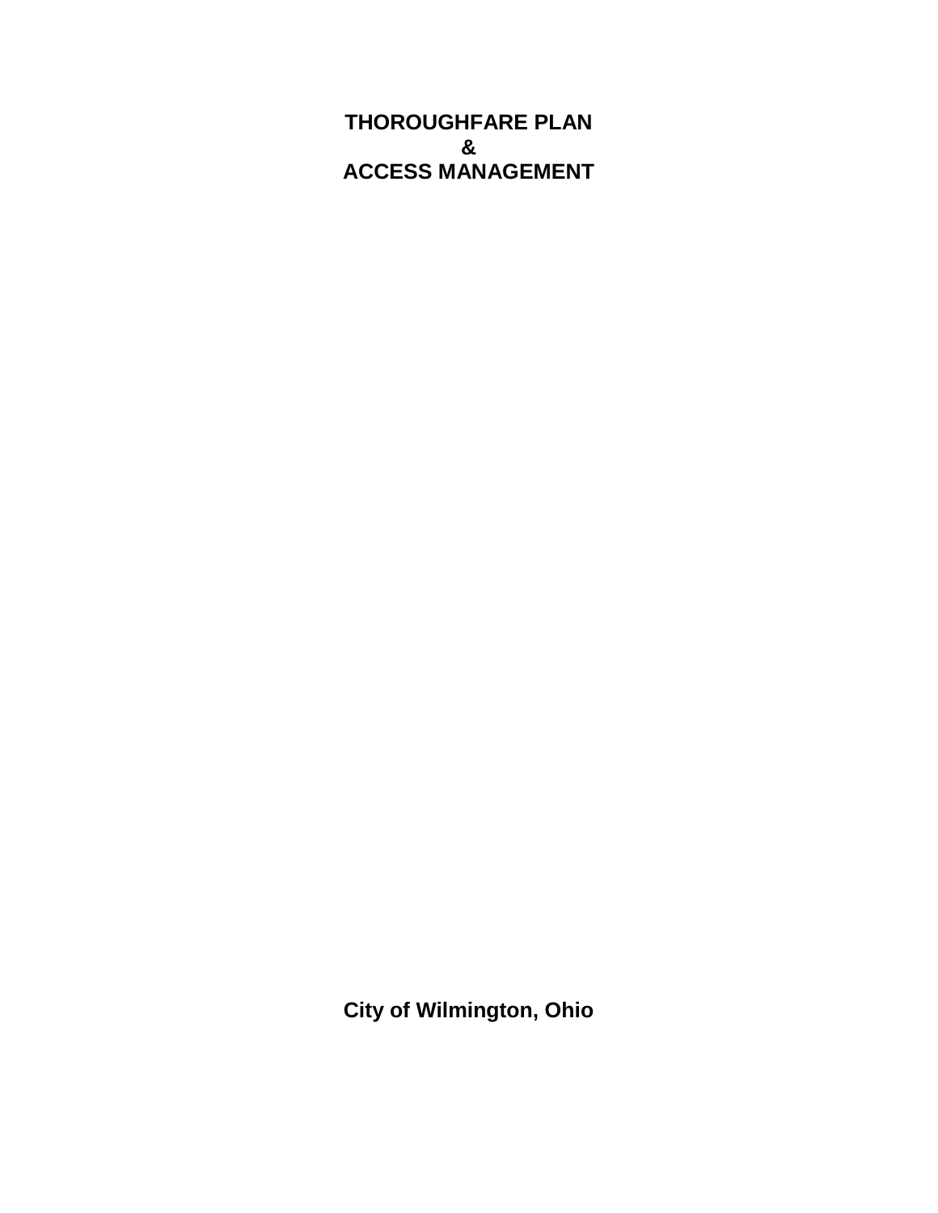# THOROUGHFARE PLAN
# &
# ACCESS MANAGEMENT

**City of Wilmington, Ohio**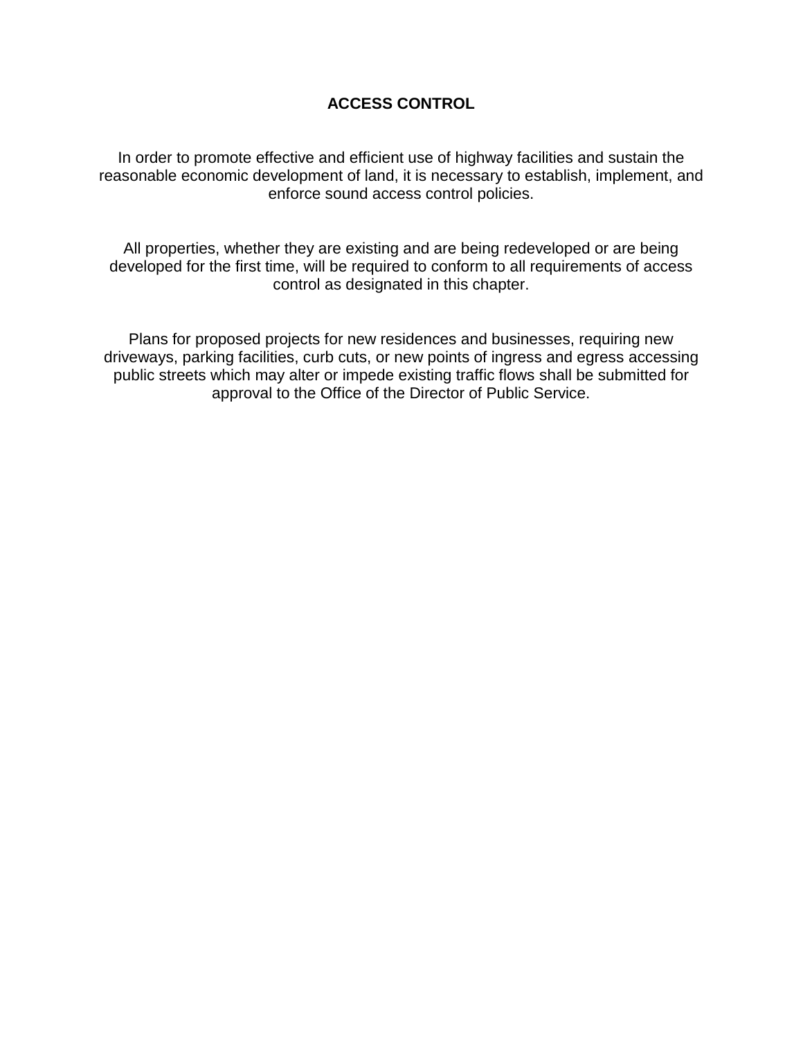# ACCESS CONTROL

In order to promote effective and efficient use of highway facilities and sustain the reasonable economic development of land, it is necessary to establish, implement, and enforce sound access control policies.

All properties, whether they are existing and are being redeveloped or are being developed for the first time, will be required to conform to all requirements of access control as designated in this chapter.

Plans for proposed projects for new residences and businesses, requiring new driveways, parking facilities, curb cuts, or new points of ingress and egress accessing public streets which may alter or impede existing traffic flows shall be submitted for approval to the Office of the Director of Public Service.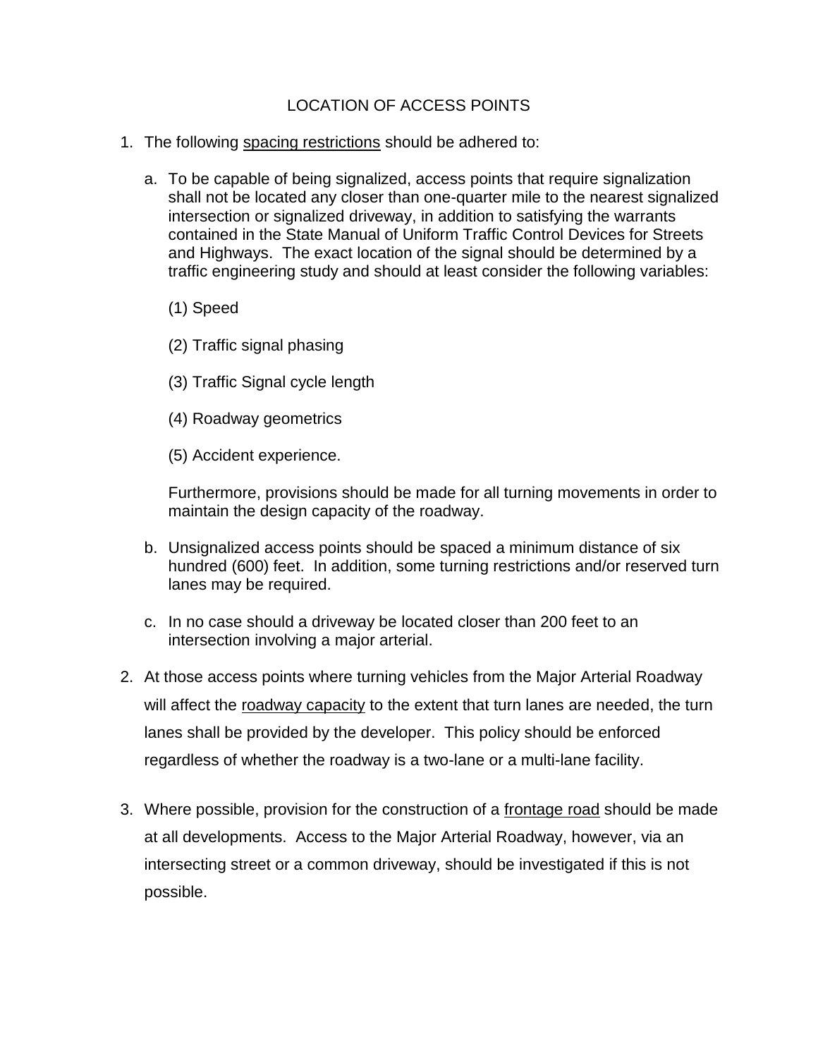# LOCATION OF ACCESS POINTS

1. The following <u>spacing restrictions</u> should be adhered to:

   a. To be capable of being signalized, access points that require signalization shall not be located any closer than one-quarter mile to the nearest signalized intersection or signalized driveway, in addition to satisfying the warrants contained in the State Manual of Uniform Traffic Control Devices for Streets and Highways. The exact location of the signal should be determined by a traffic engineering study and should at least consider the following variables:

      (1) Speed

      (2) Traffic signal phasing

      (3) Traffic Signal cycle length

      (4) Roadway geometrics

      (5) Accident experience.

      Furthermore, provisions should be made for all turning movements in order to maintain the design capacity of the roadway.

   b. Unsignalized access points should be spaced a minimum distance of six hundred (600) feet. In addition, some turning restrictions and/or reserved turn lanes may be required.

   c. In no case should a driveway be located closer than 200 feet to an intersection involving a major arterial.

2. At those access points where turning vehicles from the Major Arterial Roadway will affect the <u>roadway capacity</u> to the extent that turn lanes are needed, the turn lanes shall be provided by the developer. This policy should be enforced regardless of whether the roadway is a two-lane or a multi-lane facility.

3. Where possible, provision for the construction of a <u>frontage road</u> should be made at all developments. Access to the Major Arterial Roadway, however, via an intersecting street or a common driveway, should be investigated if this is not possible.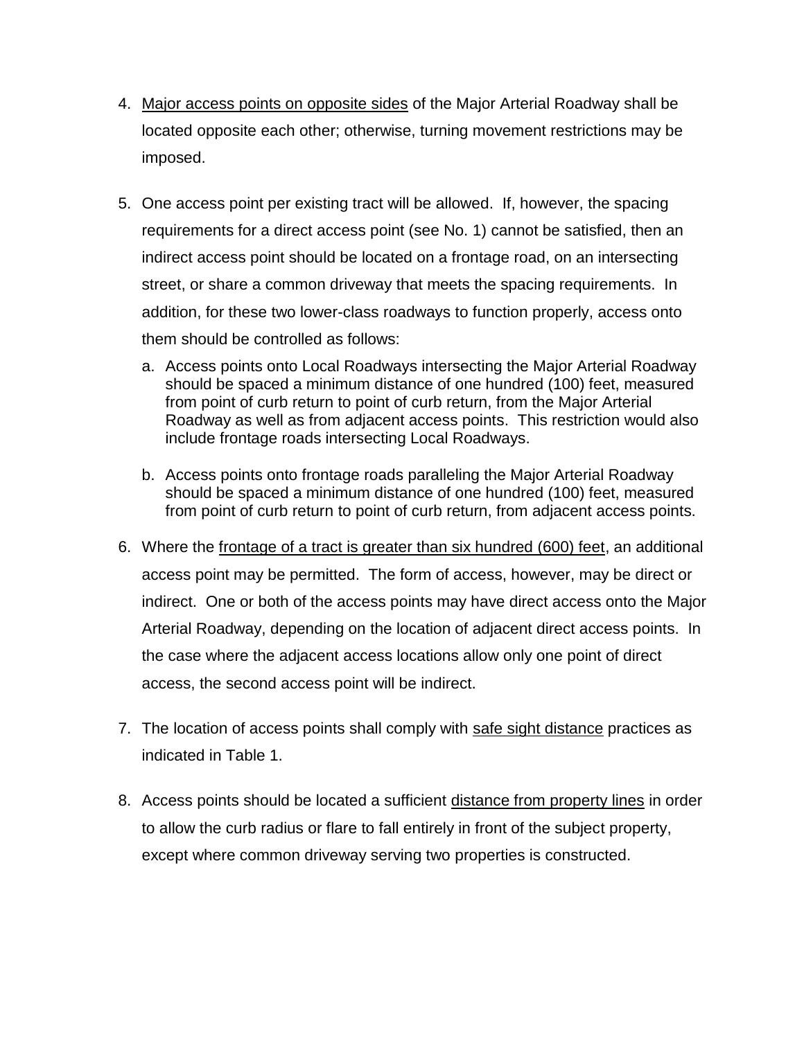4. <u>Major access points on opposite sides</u> of the Major Arterial Roadway shall be located opposite each other; otherwise, turning movement restrictions may be imposed.

5. One access point per existing tract will be allowed. If, however, the spacing requirements for a direct access point (see No. 1) cannot be satisfied, then an indirect access point should be located on a frontage road, on an intersecting street, or share a common driveway that meets the spacing requirements. In addition, for these two lower-class roadways to function properly, access onto them should be controlled as follows:

   a. Access points onto Local Roadways intersecting the Major Arterial Roadway should be spaced a minimum distance of one hundred (100) feet, measured from point of curb return to point of curb return, from the Major Arterial Roadway as well as from adjacent access points. This restriction would also include frontage roads intersecting Local Roadways.

   b. Access points onto frontage roads paralleling the Major Arterial Roadway should be spaced a minimum distance of one hundred (100) feet, measured from point of curb return to point of curb return, from adjacent access points.

6. Where the <u>frontage of a tract is greater than six hundred (600) feet</u>, an additional access point may be permitted. The form of access, however, may be direct or indirect. One or both of the access points may have direct access onto the Major Arterial Roadway, depending on the location of adjacent direct access points. In the case where the adjacent access locations allow only one point of direct access, the second access point will be indirect.

7. The location of access points shall comply with <u>safe sight distance</u> practices as indicated in Table 1.

8. Access points should be located a sufficient <u>distance from property lines</u> in order to allow the curb radius or flare to fall entirely in front of the subject property, except where common driveway serving two properties is constructed.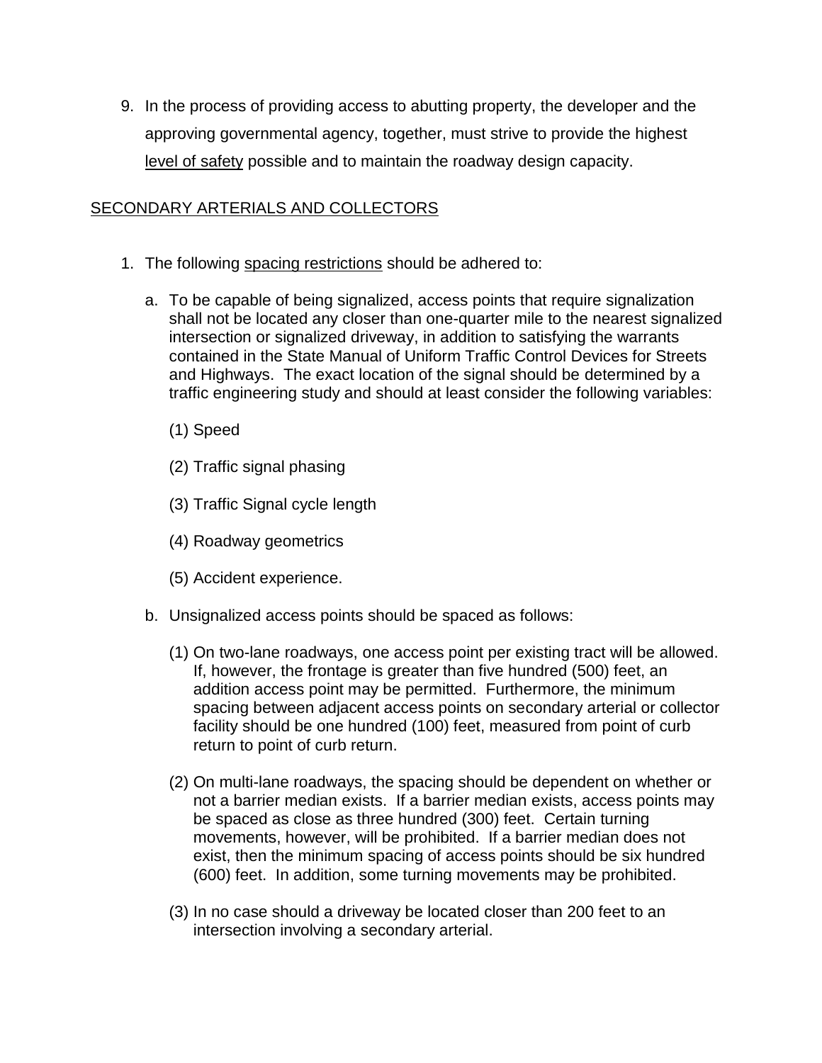9. In the process of providing access to abutting property, the developer and the approving governmental agency, together, must strive to provide the highest <u>level of safety</u> possible and to maintain the roadway design capacity.

<u>SECONDARY ARTERIALS AND COLLECTORS</u>

1. The following <u>spacing restrictions</u> should be adhered to:

   a. To be capable of being signalized, access points that require signalization shall not be located any closer than one-quarter mile to the nearest signalized intersection or signalized driveway, in addition to satisfying the warrants contained in the State Manual of Uniform Traffic Control Devices for Streets and Highways. The exact location of the signal should be determined by a traffic engineering study and should at least consider the following variables:

      (1) Speed

      (2) Traffic signal phasing

      (3) Traffic Signal cycle length

      (4) Roadway geometrics

      (5) Accident experience.

   b. Unsignalized access points should be spaced as follows:

      (1) On two-lane roadways, one access point per existing tract will be allowed. If, however, the frontage is greater than five hundred (500) feet, an addition access point may be permitted. Furthermore, the minimum spacing between adjacent access points on secondary arterial or collector facility should be one hundred (100) feet, measured from point of curb return to point of curb return.

      (2) On multi-lane roadways, the spacing should be dependent on whether or not a barrier median exists. If a barrier median exists, access points may be spaced as close as three hundred (300) feet. Certain turning movements, however, will be prohibited. If a barrier median does not exist, then the minimum spacing of access points should be six hundred (600) feet. In addition, some turning movements may be prohibited.

      (3) In no case should a driveway be located closer than 200 feet to an intersection involving a secondary arterial.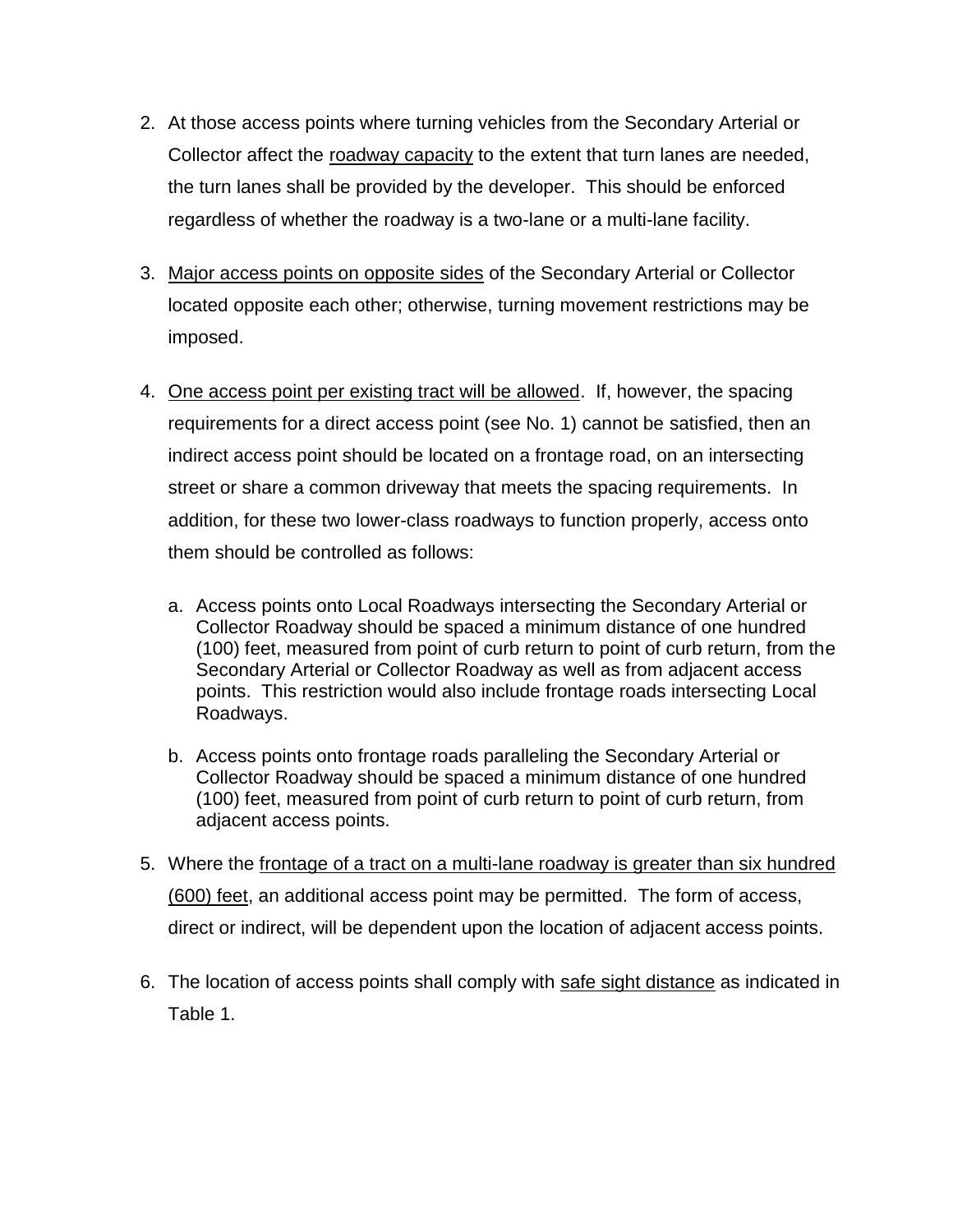2. At those access points where turning vehicles from the Secondary Arterial or Collector affect the <u>roadway capacity</u> to the extent that turn lanes are needed, the turn lanes shall be provided by the developer. This should be enforced regardless of whether the roadway is a two-lane or a multi-lane facility.

3. <u>Major access points on opposite sides</u> of the Secondary Arterial or Collector located opposite each other; otherwise, turning movement restrictions may be imposed.

4. <u>One access point per existing tract will be allowed</u>. If, however, the spacing requirements for a direct access point (see No. 1) cannot be satisfied, then an indirect access point should be located on a frontage road, on an intersecting street or share a common driveway that meets the spacing requirements. In addition, for these two lower-class roadways to function properly, access onto them should be controlled as follows:

   a. Access points onto Local Roadways intersecting the Secondary Arterial or Collector Roadway should be spaced a minimum distance of one hundred (100) feet, measured from point of curb return to point of curb return, from the Secondary Arterial or Collector Roadway as well as from adjacent access points. This restriction would also include frontage roads intersecting Local Roadways.

   b. Access points onto frontage roads paralleling the Secondary Arterial or Collector Roadway should be spaced a minimum distance of one hundred (100) feet, measured from point of curb return to point of curb return, from adjacent access points.

5. Where the <u>frontage of a tract on a multi-lane roadway is greater than six hundred (600) feet</u>, an additional access point may be permitted. The form of access, direct or indirect, will be dependent upon the location of adjacent access points.

6. The location of access points shall comply with <u>safe sight distance</u> as indicated in Table 1.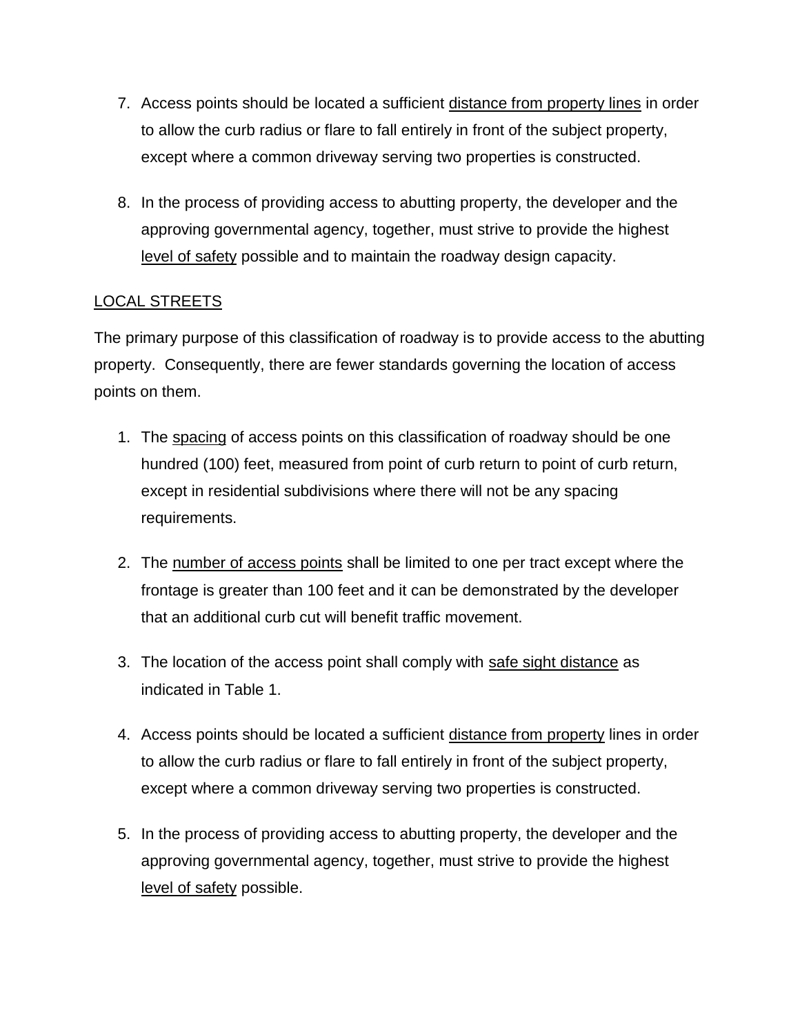7. Access points should be located a sufficient <u>distance from property lines</u> in order to allow the curb radius or flare to fall entirely in front of the subject property, except where a common driveway serving two properties is constructed.

8. In the process of providing access to abutting property, the developer and the approving governmental agency, together, must strive to provide the highest <u>level of safety</u> possible and to maintain the roadway design capacity.

## <u>LOCAL STREETS</u>

The primary purpose of this classification of roadway is to provide access to the abutting property. Consequently, there are fewer standards governing the location of access points on them.

1. The <u>spacing</u> of access points on this classification of roadway should be one hundred (100) feet, measured from point of curb return to point of curb return, except in residential subdivisions where there will not be any spacing requirements.

2. The <u>number of access points</u> shall be limited to one per tract except where the frontage is greater than 100 feet and it can be demonstrated by the developer that an additional curb cut will benefit traffic movement.

3. The location of the access point shall comply with <u>safe sight distance</u> as indicated in Table 1.

4. Access points should be located a sufficient <u>distance from property</u> lines in order to allow the curb radius or flare to fall entirely in front of the subject property, except where a common driveway serving two properties is constructed.

5. In the process of providing access to abutting property, the developer and the approving governmental agency, together, must strive to provide the highest <u>level of safety</u> possible.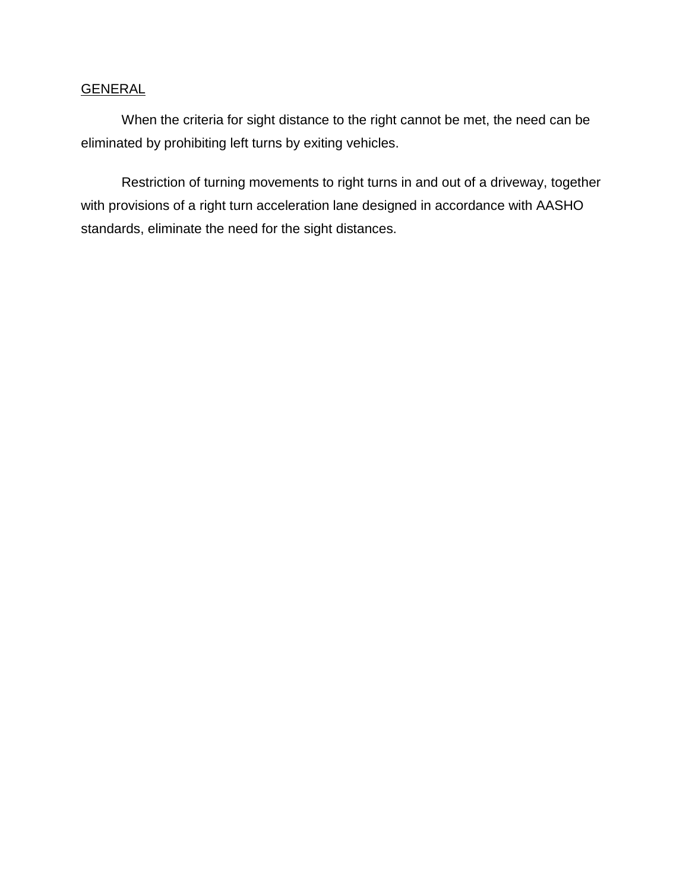<u>GENERAL</u>

When the criteria for sight distance to the right cannot be met, the need can be eliminated by prohibiting left turns by exiting vehicles.

Restriction of turning movements to right turns in and out of a driveway, together with provisions of a right turn acceleration lane designed in accordance with AASHO standards, eliminate the need for the sight distances.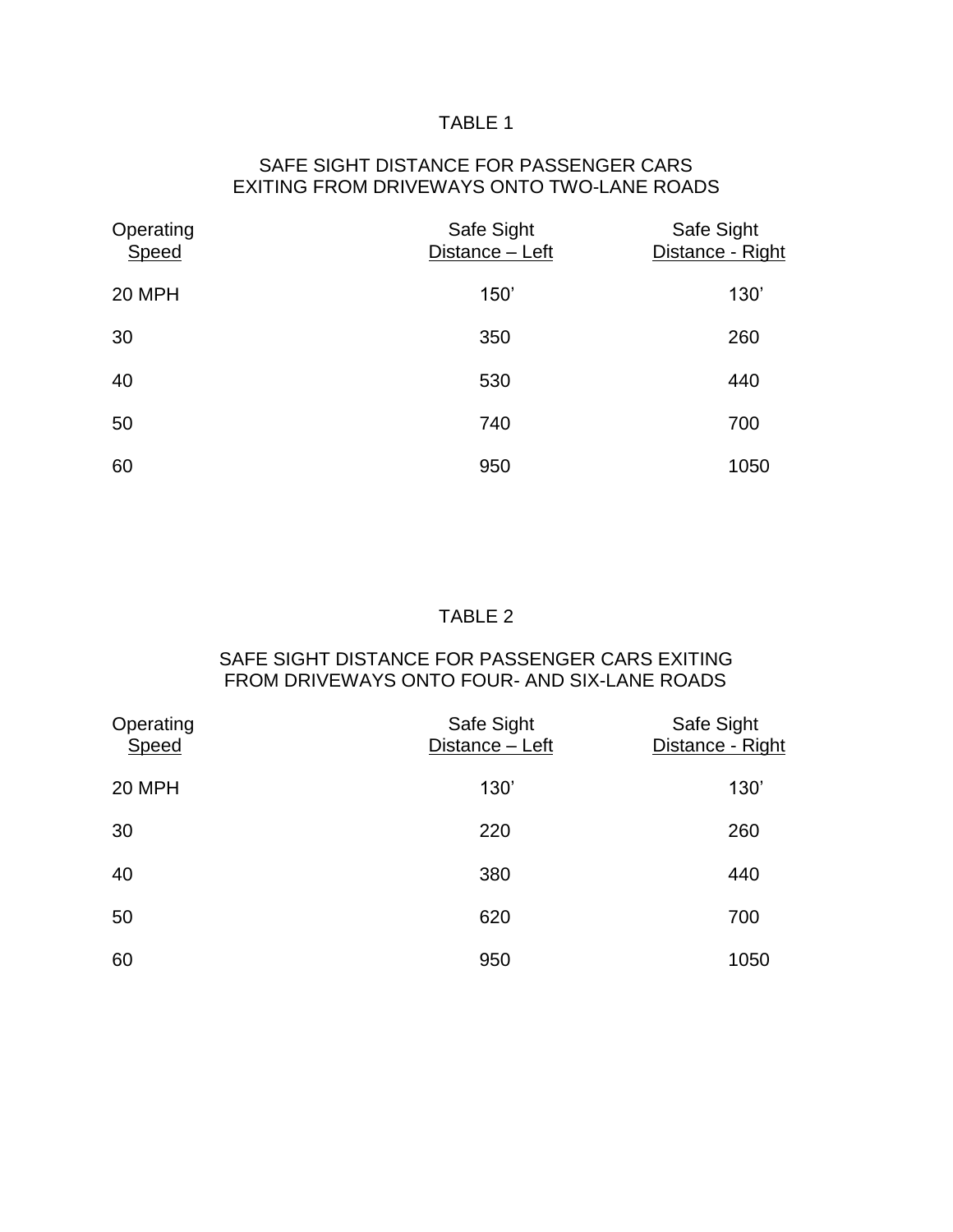TABLE 1

SAFE SIGHT DISTANCE FOR PASSENGER CARS
EXITING FROM DRIVEWAYS ONTO TWO-LANE ROADS

| Operating Speed | Safe Sight Distance – Left | Safe Sight Distance - Right |
|---|---|---|
| 20 MPH | 150’ | 130’ |
| 30 | 350 | 260 |
| 40 | 530 | 440 |
| 50 | 740 | 700 |
| 60 | 950 | 1050 |

TABLE 2

SAFE SIGHT DISTANCE FOR PASSENGER CARS EXITING
FROM DRIVEWAYS ONTO FOUR- AND SIX-LANE ROADS

| Operating Speed | Safe Sight Distance – Left | Safe Sight Distance - Right |
|---|---|---|
| 20 MPH | 130’ | 130’ |
| 30 | 220 | 260 |
| 40 | 380 | 440 |
| 50 | 620 | 700 |
| 60 | 950 | 1050 |